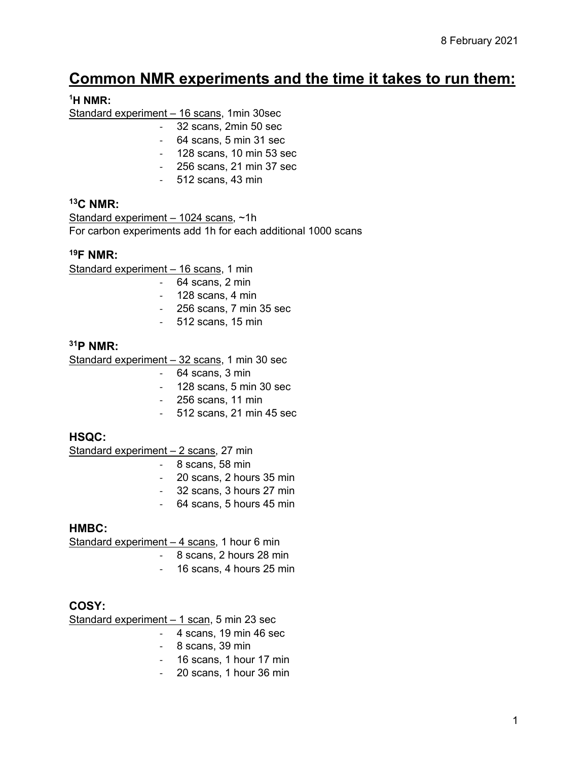8 February 2021

# Common NMR experiments and the time it takes to run them:

### $^{1}$H NMR:

Standard experiment – 16 scans, 1min 30sec

- 32 scans, 2min 50 sec
- 64 scans, 5 min 31 sec
- 128 scans, 10 min 53 sec
- 256 scans, 21 min 37 sec
- 512 scans, 43 min

### $^{13}$C NMR:

Standard experiment – 1024 scans, ~1h

For carbon experiments add 1h for each additional 1000 scans

### $^{19}$F NMR:

Standard experiment – 16 scans, 1 min

- 64 scans, 2 min
- 128 scans, 4 min
- 256 scans, 7 min 35 sec
- 512 scans, 15 min

### $^{31}$P NMR:

Standard experiment – 32 scans, 1 min 30 sec

- 64 scans, 3 min
- 128 scans, 5 min 30 sec
- 256 scans, 11 min
- 512 scans, 21 min 45 sec

### HSQC:

Standard experiment – 2 scans, 27 min

- 8 scans, 58 min
- 20 scans, 2 hours 35 min
- 32 scans, 3 hours 27 min
- 64 scans, 5 hours 45 min

### HMBC:

Standard experiment – 4 scans, 1 hour 6 min

- 8 scans, 2 hours 28 min
- 16 scans, 4 hours 25 min

### COSY:

Standard experiment – 1 scan, 5 min 23 sec

- 4 scans, 19 min 46 sec
- 8 scans, 39 min
- 16 scans, 1 hour 17 min
- 20 scans, 1 hour 36 min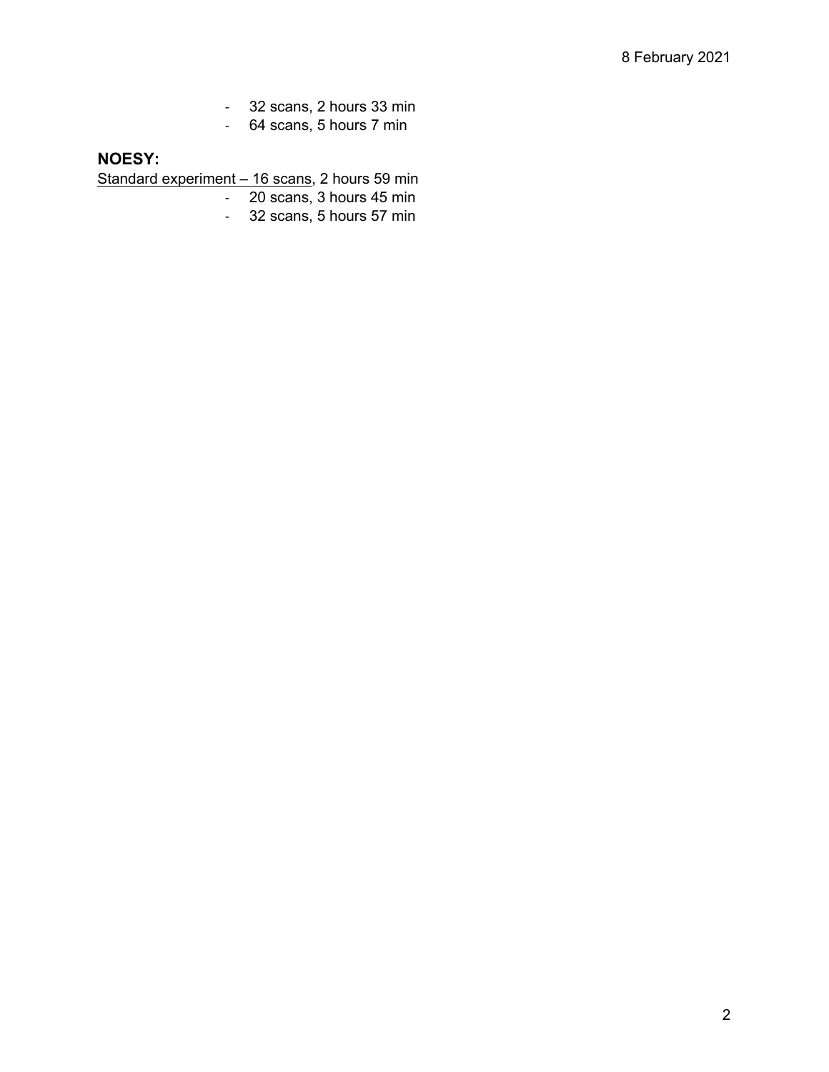- 32 scans, 2 hours 33 min
- 64 scans, 5 hours 7 min

**NOESY:**

Standard experiment – 16 scans, 2 hours 59 min

- 20 scans, 3 hours 45 min
- 32 scans, 5 hours 57 min